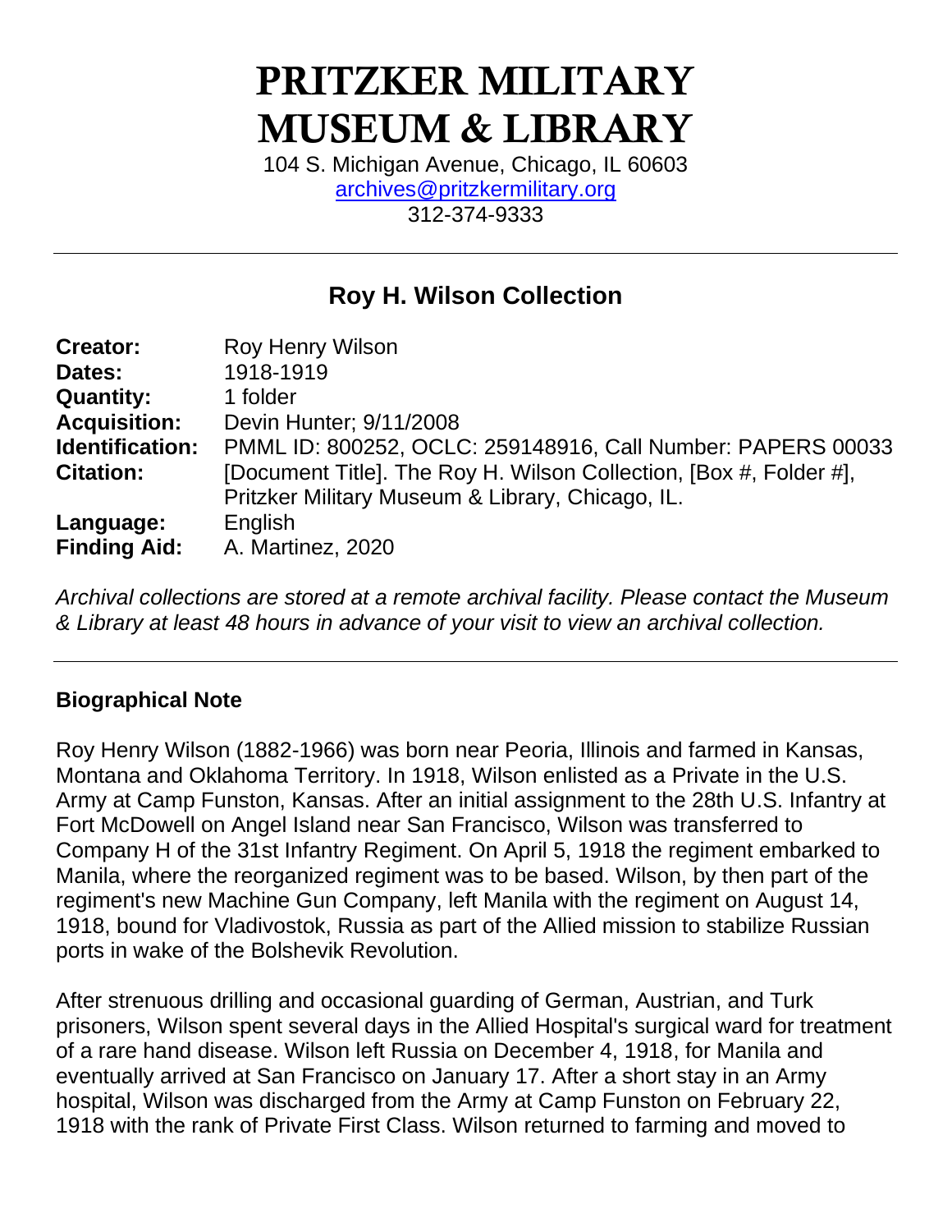# PRITZKER MILITARY MUSEUM & LIBRARY

104 S. Michigan Avenue, Chicago, IL 60603
archives@pritzkermilitary.org
312-374-9333

---

## Roy H. Wilson Collection

| | |
|---|---|
| **Creator:** | Roy Henry Wilson |
| **Dates:** | 1918-1919 |
| **Quantity:** | 1 folder |
| **Acquisition:** | Devin Hunter; 9/11/2008 |
| **Identification:** | PMML ID: 800252, OCLC: 259148916, Call Number: PAPERS 00033 |
| **Citation:** | [Document Title]. The Roy H. Wilson Collection, [Box #, Folder #], Pritzker Military Museum & Library, Chicago, IL. |
| **Language:** | English |
| **Finding Aid:** | A. Martinez, 2020 |

*Archival collections are stored at a remote archival facility. Please contact the Museum & Library at least 48 hours in advance of your visit to view an archival collection.*

---

### Biographical Note

Roy Henry Wilson (1882-1966) was born near Peoria, Illinois and farmed in Kansas, Montana and Oklahoma Territory. In 1918, Wilson enlisted as a Private in the U.S. Army at Camp Funston, Kansas. After an initial assignment to the 28th U.S. Infantry at Fort McDowell on Angel Island near San Francisco, Wilson was transferred to Company H of the 31st Infantry Regiment. On April 5, 1918 the regiment embarked to Manila, where the reorganized regiment was to be based. Wilson, by then part of the regiment's new Machine Gun Company, left Manila with the regiment on August 14, 1918, bound for Vladivostok, Russia as part of the Allied mission to stabilize Russian ports in wake of the Bolshevik Revolution.

After strenuous drilling and occasional guarding of German, Austrian, and Turk prisoners, Wilson spent several days in the Allied Hospital's surgical ward for treatment of a rare hand disease. Wilson left Russia on December 4, 1918, for Manila and eventually arrived at San Francisco on January 17. After a short stay in an Army hospital, Wilson was discharged from the Army at Camp Funston on February 22, 1918 with the rank of Private First Class. Wilson returned to farming and moved to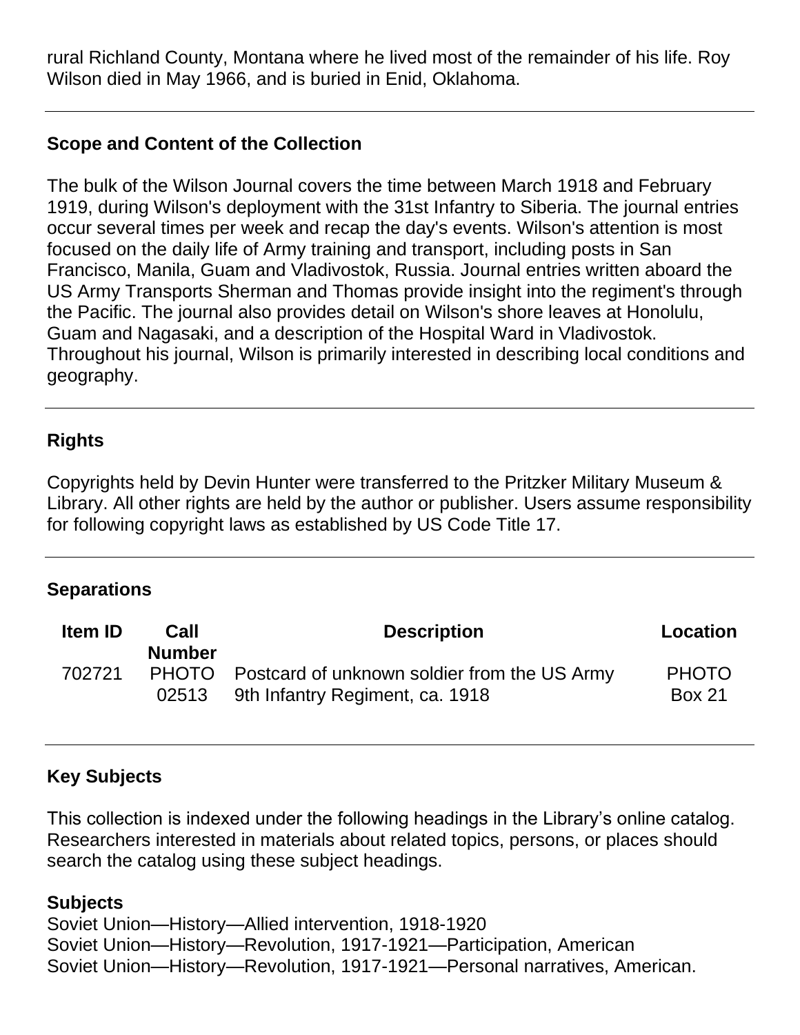rural Richland County, Montana where he lived most of the remainder of his life. Roy Wilson died in May 1966, and is buried in Enid, Oklahoma.

---

## Scope and Content of the Collection

The bulk of the Wilson Journal covers the time between March 1918 and February 1919, during Wilson's deployment with the 31st Infantry to Siberia. The journal entries occur several times per week and recap the day's events. Wilson's attention is most focused on the daily life of Army training and transport, including posts in San Francisco, Manila, Guam and Vladivostok, Russia. Journal entries written aboard the US Army Transports Sherman and Thomas provide insight into the regiment's through the Pacific. The journal also provides detail on Wilson's shore leaves at Honolulu, Guam and Nagasaki, and a description of the Hospital Ward in Vladivostok. Throughout his journal, Wilson is primarily interested in describing local conditions and geography.

---

## Rights

Copyrights held by Devin Hunter were transferred to the Pritzker Military Museum & Library. All other rights are held by the author or publisher. Users assume responsibility for following copyright laws as established by US Code Title 17.

---

## Separations

| Item ID | Call Number | Description | Location |
|---|---|---|---|
| 702721 | PHOTO 02513 | Postcard of unknown soldier from the US Army 9th Infantry Regiment, ca. 1918 | PHOTO Box 21 |

---

## Key Subjects

This collection is indexed under the following headings in the Library's online catalog. Researchers interested in materials about related topics, persons, or places should search the catalog using these subject headings.

### Subjects

Soviet Union—History—Allied intervention, 1918-1920
Soviet Union—History—Revolution, 1917-1921—Participation, American
Soviet Union—History—Revolution, 1917-1921—Personal narratives, American.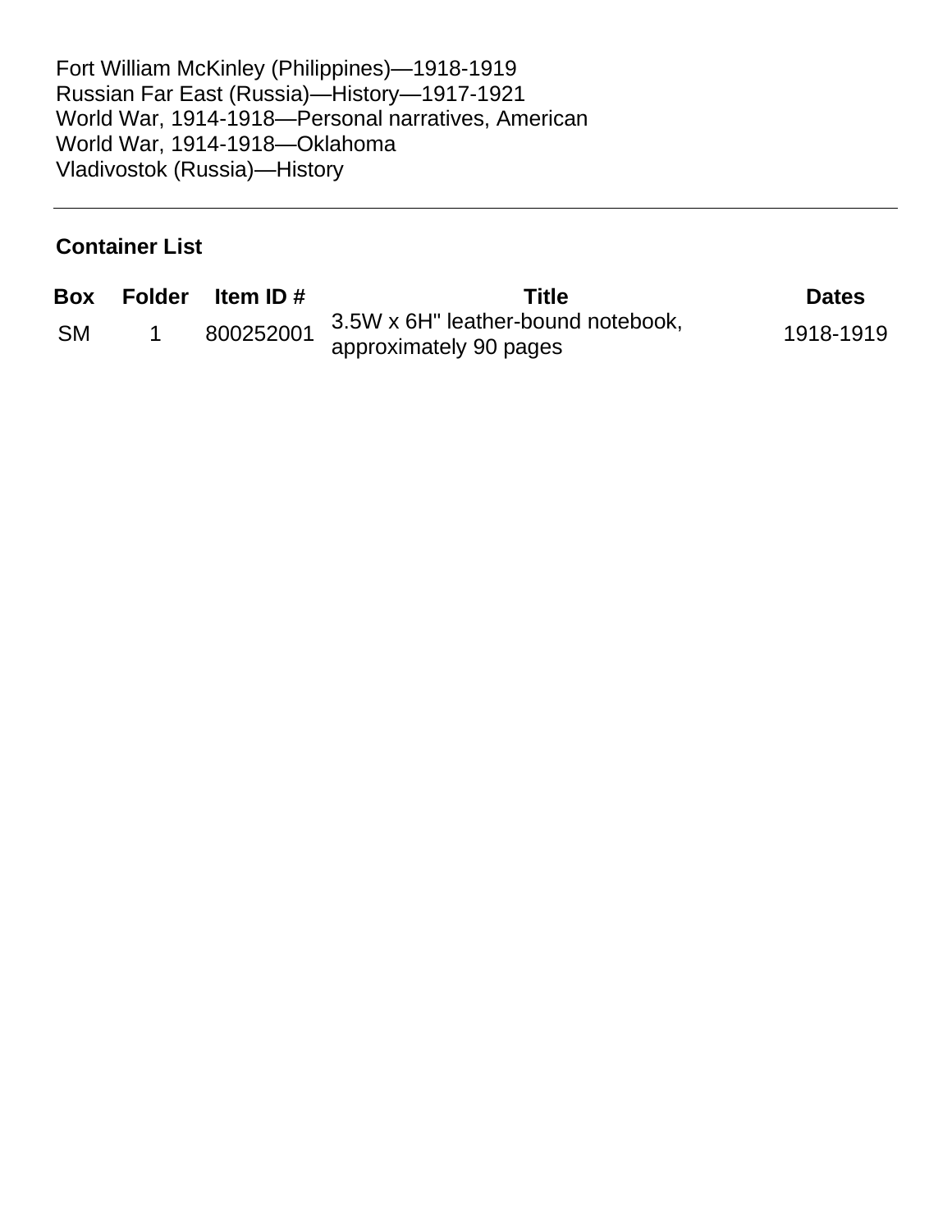Fort William McKinley (Philippines)—1918-1919
Russian Far East (Russia)—History—1917-1921
World War, 1914-1918—Personal narratives, American
World War, 1914-1918—Oklahoma
Vladivostok (Russia)—History

---

## Container List

| Box | Folder | Item ID # | Title | Dates |
| --- | --- | --- | --- | --- |
| SM | 1 | 800252001 | 3.5W x 6H" leather-bound notebook, approximately 90 pages | 1918-1919 |